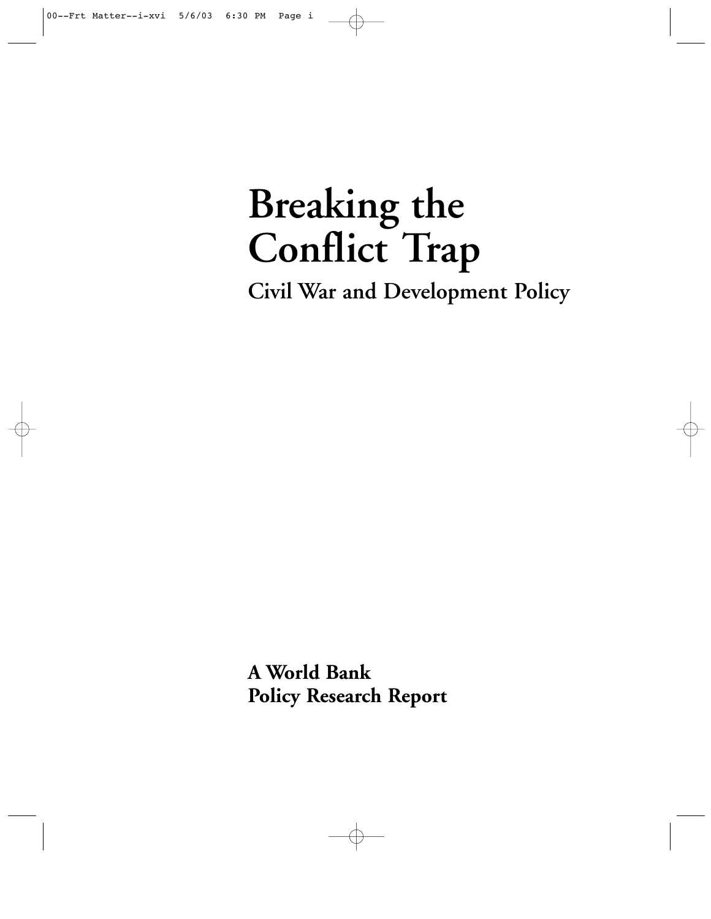# Breaking the Conflict Trap

## Civil War and Development Policy

**A World Bank**
**Policy Research Report**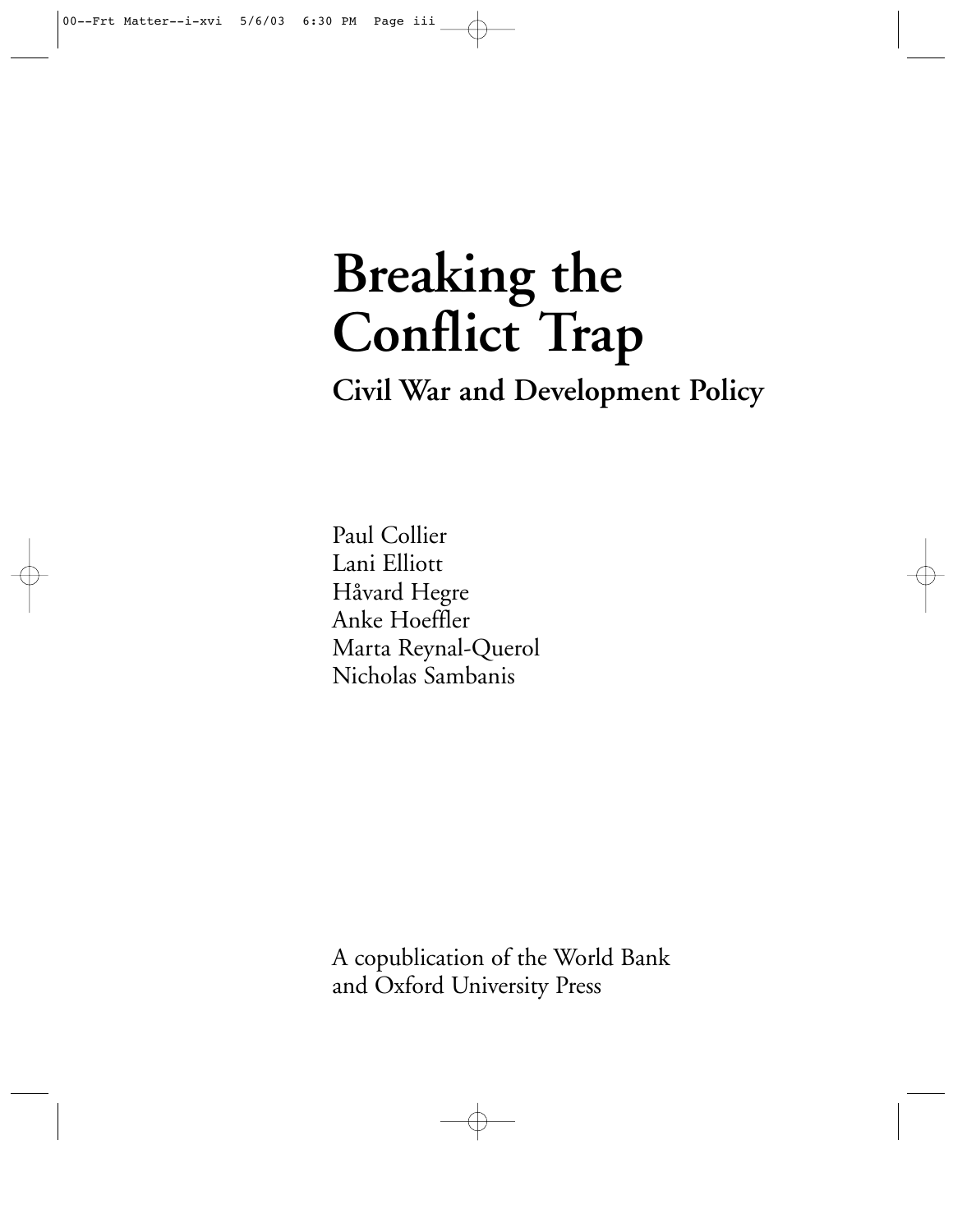# Breaking the Conflict Trap

## Civil War and Development Policy

Paul Collier
Lani Elliott
Håvard Hegre
Anke Hoeffler
Marta Reynal-Querol
Nicholas Sambanis

A copublication of the World Bank
and Oxford University Press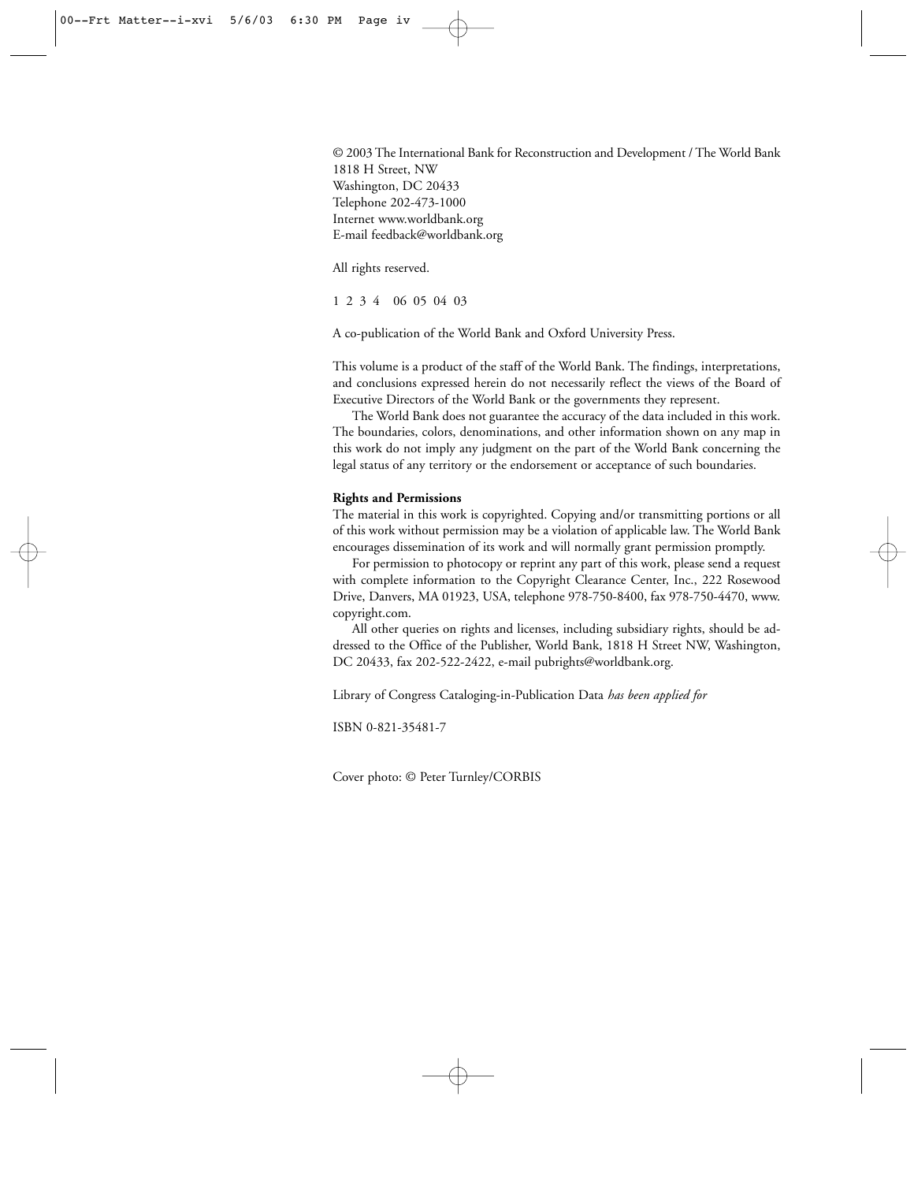© 2003 The International Bank for Reconstruction and Development / The World Bank
1818 H Street, NW
Washington, DC 20433
Telephone 202-473-1000
Internet www.worldbank.org
E-mail feedback@worldbank.org

All rights reserved.

1 2 3 4 06 05 04 03

A co-publication of the World Bank and Oxford University Press.

This volume is a product of the staff of the World Bank. The findings, interpretations, and conclusions expressed herein do not necessarily reflect the views of the Board of Executive Directors of the World Bank or the governments they represent.

The World Bank does not guarantee the accuracy of the data included in this work. The boundaries, colors, denominations, and other information shown on any map in this work do not imply any judgment on the part of the World Bank concerning the legal status of any territory or the endorsement or acceptance of such boundaries.

**Rights and Permissions**

The material in this work is copyrighted. Copying and/or transmitting portions or all of this work without permission may be a violation of applicable law. The World Bank encourages dissemination of its work and will normally grant permission promptly.

For permission to photocopy or reprint any part of this work, please send a request with complete information to the Copyright Clearance Center, Inc., 222 Rosewood Drive, Danvers, MA 01923, USA, telephone 978-750-8400, fax 978-750-4470, www.copyright.com.

All other queries on rights and licenses, including subsidiary rights, should be addressed to the Office of the Publisher, World Bank, 1818 H Street NW, Washington, DC 20433, fax 202-522-2422, e-mail pubrights@worldbank.org.

Library of Congress Cataloging-in-Publication Data *has been applied for*

ISBN 0-821-35481-7

Cover photo: © Peter Turnley/CORBIS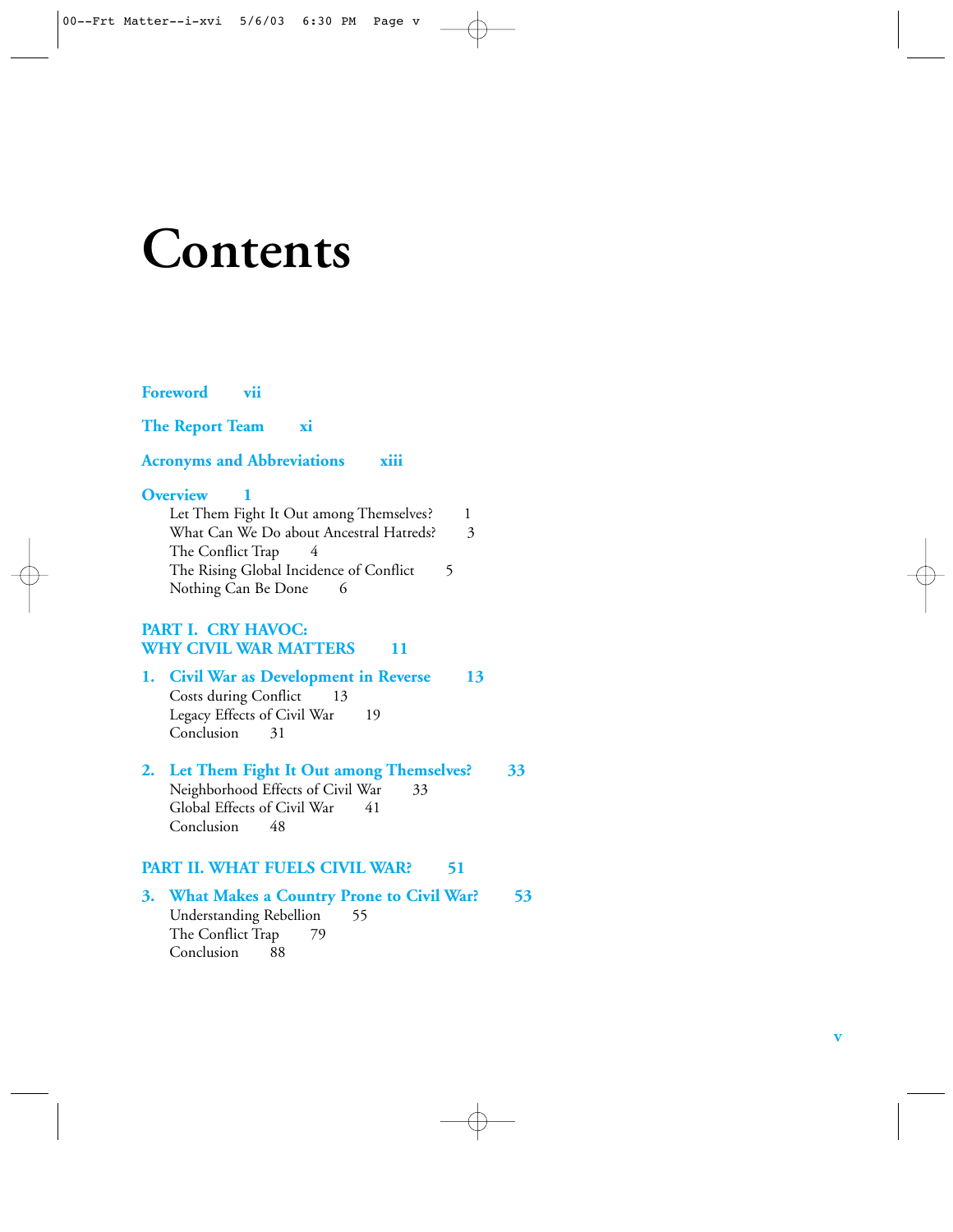# Contents

**Foreword** vii

**The Report Team** xi

**Acronyms and Abbreviations** xiii

**Overview** 1

- Let Them Fight It Out among Themselves? 1
- What Can We Do about Ancestral Hatreds? 3
- The Conflict Trap 4
- The Rising Global Incidence of Conflict 5
- Nothing Can Be Done 6

**PART I. CRY HAVOC: WHY CIVIL WAR MATTERS** 11

**1. Civil War as Development in Reverse** 13

- Costs during Conflict 13
- Legacy Effects of Civil War 19
- Conclusion 31

**2. Let Them Fight It Out among Themselves?** 33

- Neighborhood Effects of Civil War 33
- Global Effects of Civil War 41
- Conclusion 48

**PART II. WHAT FUELS CIVIL WAR?** 51

**3. What Makes a Country Prone to Civil War?** 53

- Understanding Rebellion 55
- The Conflict Trap 79
- Conclusion 88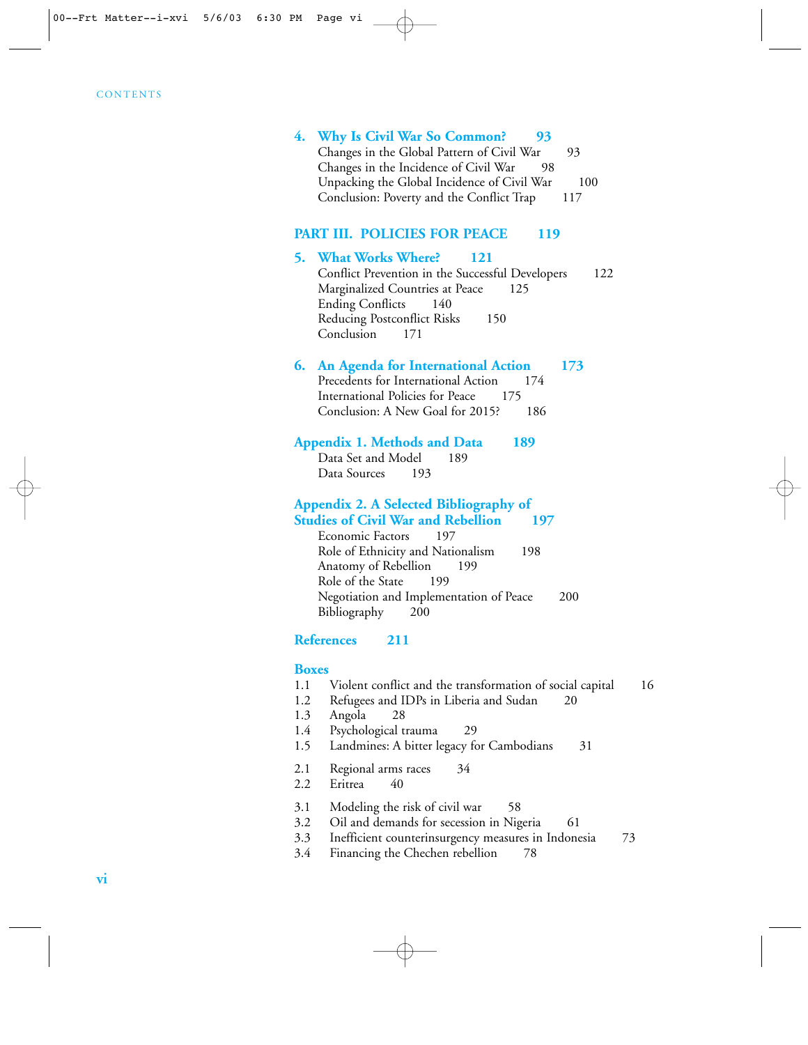CONTENTS

**4. Why Is Civil War So Common? 93**

Changes in the Global Pattern of Civil War 93
Changes in the Incidence of Civil War 98
Unpacking the Global Incidence of Civil War 100
Conclusion: Poverty and the Conflict Trap 117

## PART III. POLICIES FOR PEACE 119

**5. What Works Where? 121**

Conflict Prevention in the Successful Developers 122
Marginalized Countries at Peace 125
Ending Conflicts 140
Reducing Postconflict Risks 150
Conclusion 171

**6. An Agenda for International Action 173**

Precedents for International Action 174
International Policies for Peace 175
Conclusion: A New Goal for 2015? 186

**Appendix 1. Methods and Data 189**

Data Set and Model 189
Data Sources 193

**Appendix 2. A Selected Bibliography of Studies of Civil War and Rebellion 197**

Economic Factors 197
Role of Ethnicity and Nationalism 198
Anatomy of Rebellion 199
Role of the State 199
Negotiation and Implementation of Peace 200
Bibliography 200

**References 211**

**Boxes**

1.1 Violent conflict and the transformation of social capital 16
1.2 Refugees and IDPs in Liberia and Sudan 20
1.3 Angola 28
1.4 Psychological trauma 29
1.5 Landmines: A bitter legacy for Cambodians 31

2.1 Regional arms races 34
2.2 Eritrea 40

3.1 Modeling the risk of civil war 58
3.2 Oil and demands for secession in Nigeria 61
3.3 Inefficient counterinsurgency measures in Indonesia 73
3.4 Financing the Chechen rebellion 78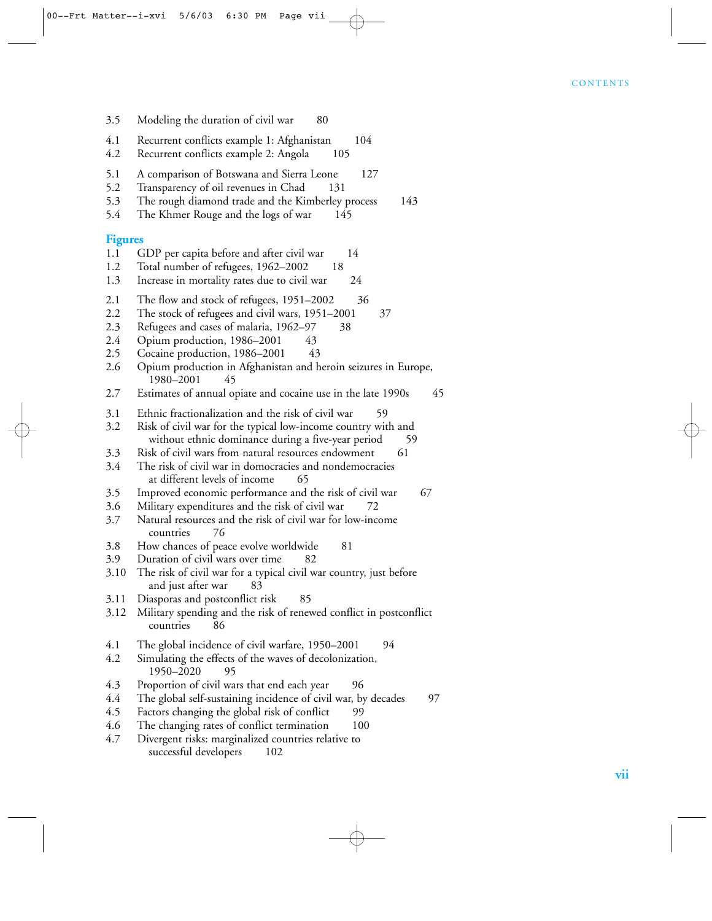3.5 Modeling the duration of civil war 80

4.1 Recurrent conflicts example 1: Afghanistan 104
4.2 Recurrent conflicts example 2: Angola 105

5.1 A comparison of Botswana and Sierra Leone 127
5.2 Transparency of oil revenues in Chad 131
5.3 The rough diamond trade and the Kimberley process 143
5.4 The Khmer Rouge and the logs of war 145

## Figures

1.1 GDP per capita before and after civil war 14
1.2 Total number of refugees, 1962–2002 18
1.3 Increase in mortality rates due to civil war 24

2.1 The flow and stock of refugees, 1951–2002 36
2.2 The stock of refugees and civil wars, 1951–2001 37
2.3 Refugees and cases of malaria, 1962–97 38
2.4 Opium production, 1986–2001 43
2.5 Cocaine production, 1986–2001 43
2.6 Opium production in Afghanistan and heroin seizures in Europe, 1980–2001 45
2.7 Estimates of annual opiate and cocaine use in the late 1990s 45

3.1 Ethnic fractionalization and the risk of civil war 59
3.2 Risk of civil war for the typical low-income country with and without ethnic dominance during a five-year period 59
3.3 Risk of civil wars from natural resources endowment 61
3.4 The risk of civil war in democracies and nondemocracies at different levels of income 65
3.5 Improved economic performance and the risk of civil war 67
3.6 Military expenditures and the risk of civil war 72
3.7 Natural resources and the risk of civil war for low-income countries 76
3.8 How chances of peace evolve worldwide 81
3.9 Duration of civil wars over time 82
3.10 The risk of civil war for a typical civil war country, just before and just after war 83
3.11 Diasporas and postconflict risk 85
3.12 Military spending and the risk of renewed conflict in postconflict countries 86

4.1 The global incidence of civil warfare, 1950–2001 94
4.2 Simulating the effects of the waves of decolonization, 1950–2020 95
4.3 Proportion of civil wars that end each year 96
4.4 The global self-sustaining incidence of civil war, by decades 97
4.5 Factors changing the global risk of conflict 99
4.6 The changing rates of conflict termination 100
4.7 Divergent risks: marginalized countries relative to successful developers 102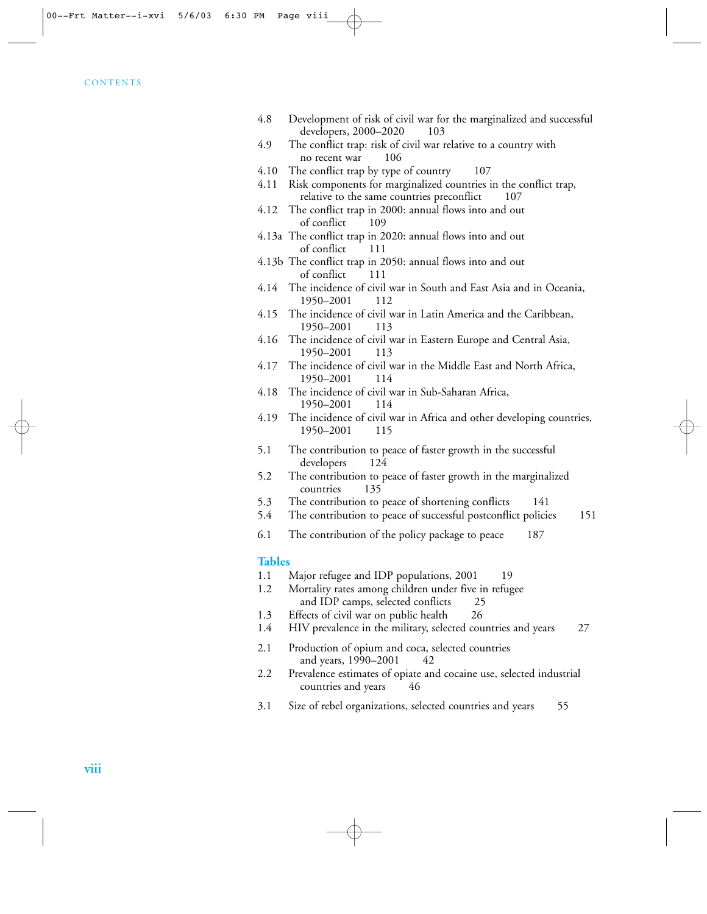4.8 Development of risk of civil war for the marginalized and successful developers, 2000–2020 103
4.9 The conflict trap: risk of civil war relative to a country with no recent war 106
4.10 The conflict trap by type of country 107
4.11 Risk components for marginalized countries in the conflict trap, relative to the same countries preconflict 107
4.12 The conflict trap in 2000: annual flows into and out of conflict 109
4.13a The conflict trap in 2020: annual flows into and out of conflict 111
4.13b The conflict trap in 2050: annual flows into and out of conflict 111
4.14 The incidence of civil war in South and East Asia and in Oceania, 1950–2001 112
4.15 The incidence of civil war in Latin America and the Caribbean, 1950–2001 113
4.16 The incidence of civil war in Eastern Europe and Central Asia, 1950–2001 113
4.17 The incidence of civil war in the Middle East and North Africa, 1950–2001 114
4.18 The incidence of civil war in Sub-Saharan Africa, 1950–2001 114
4.19 The incidence of civil war in Africa and other developing countries, 1950–2001 115

5.1 The contribution to peace of faster growth in the successful developers 124
5.2 The contribution to peace of faster growth in the marginalized countries 135
5.3 The contribution to peace of shortening conflicts 141
5.4 The contribution to peace of successful postconflict policies 151

6.1 The contribution of the policy package to peace 187

## Tables

1.1 Major refugee and IDP populations, 2001 19
1.2 Mortality rates among children under five in refugee and IDP camps, selected conflicts 25
1.3 Effects of civil war on public health 26
1.4 HIV prevalence in the military, selected countries and years 27

2.1 Production of opium and coca, selected countries and years, 1990–2001 42
2.2 Prevalence estimates of opiate and cocaine use, selected industrial countries and years 46

3.1 Size of rebel organizations, selected countries and years 55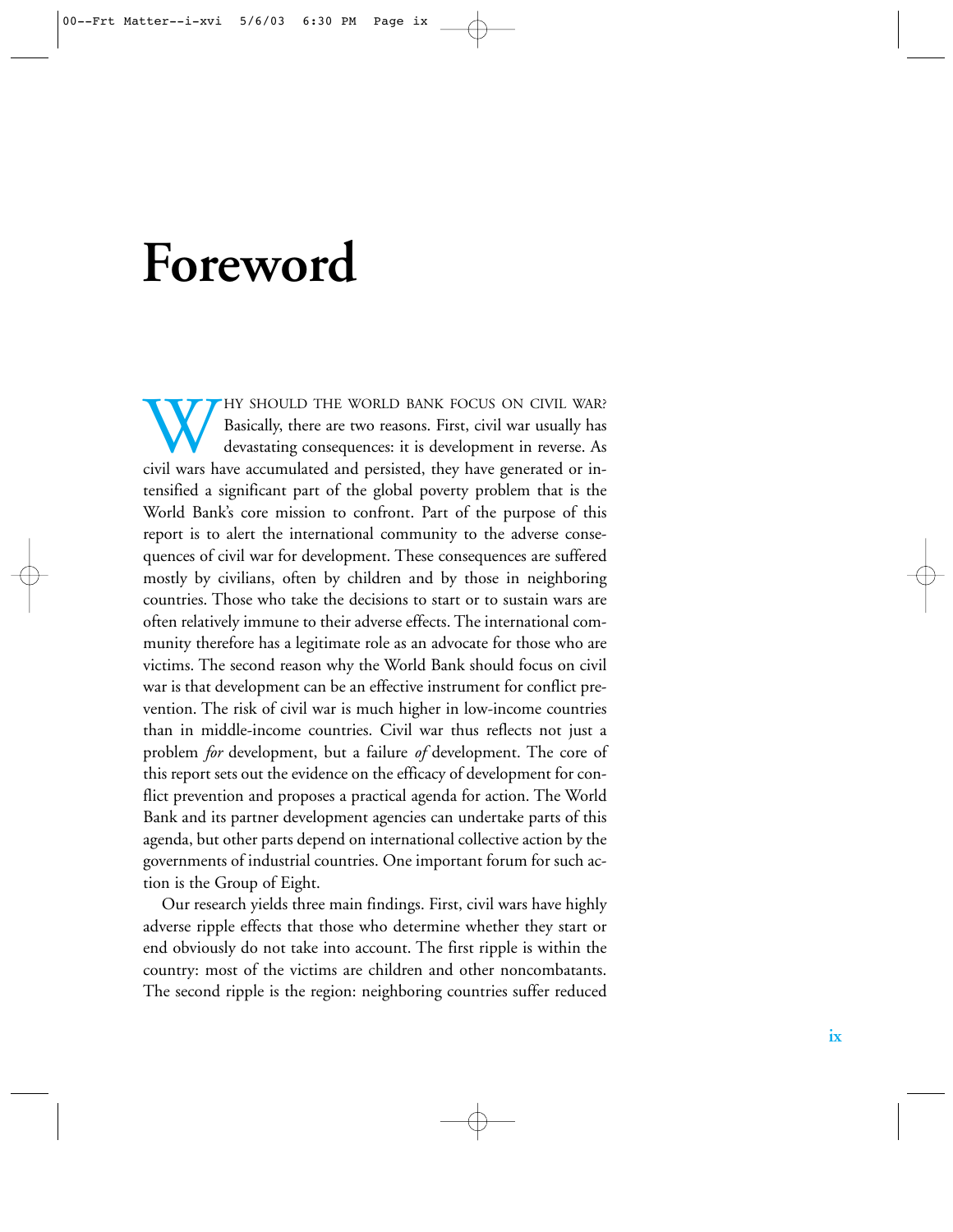# Foreword

WHY SHOULD THE WORLD BANK FOCUS ON CIVIL WAR? Basically, there are two reasons. First, civil war usually has devastating consequences: it is development in reverse. As civil wars have accumulated and persisted, they have generated or intensified a significant part of the global poverty problem that is the World Bank's core mission to confront. Part of the purpose of this report is to alert the international community to the adverse consequences of civil war for development. These consequences are suffered mostly by civilians, often by children and by those in neighboring countries. Those who take the decisions to start or to sustain wars are often relatively immune to their adverse effects. The international community therefore has a legitimate role as an advocate for those who are victims. The second reason why the World Bank should focus on civil war is that development can be an effective instrument for conflict prevention. The risk of civil war is much higher in low-income countries than in middle-income countries. Civil war thus reflects not just a problem *for* development, but a failure *of* development. The core of this report sets out the evidence on the efficacy of development for conflict prevention and proposes a practical agenda for action. The World Bank and its partner development agencies can undertake parts of this agenda, but other parts depend on international collective action by the governments of industrial countries. One important forum for such action is the Group of Eight.

Our research yields three main findings. First, civil wars have highly adverse ripple effects that those who determine whether they start or end obviously do not take into account. The first ripple is within the country: most of the victims are children and other noncombatants. The second ripple is the region: neighboring countries suffer reduced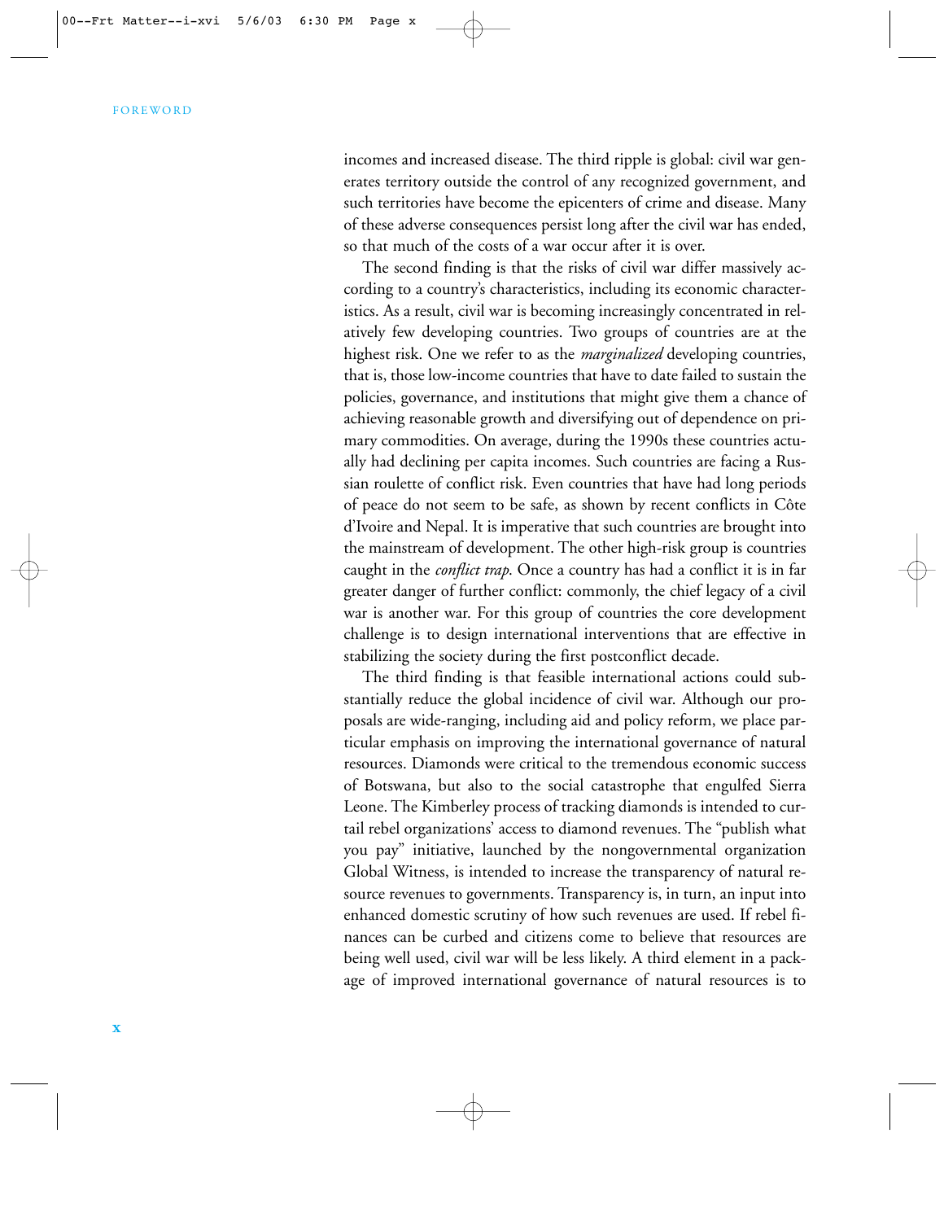incomes and increased disease. The third ripple is global: civil war generates territory outside the control of any recognized government, and such territories have become the epicenters of crime and disease. Many of these adverse consequences persist long after the civil war has ended, so that much of the costs of a war occur after it is over.

The second finding is that the risks of civil war differ massively according to a country's characteristics, including its economic characteristics. As a result, civil war is becoming increasingly concentrated in relatively few developing countries. Two groups of countries are at the highest risk. One we refer to as the *marginalized* developing countries, that is, those low-income countries that have to date failed to sustain the policies, governance, and institutions that might give them a chance of achieving reasonable growth and diversifying out of dependence on primary commodities. On average, during the 1990s these countries actually had declining per capita incomes. Such countries are facing a Russian roulette of conflict risk. Even countries that have had long periods of peace do not seem to be safe, as shown by recent conflicts in Côte d'Ivoire and Nepal. It is imperative that such countries are brought into the mainstream of development. The other high-risk group is countries caught in the *conflict trap*. Once a country has had a conflict it is in far greater danger of further conflict: commonly, the chief legacy of a civil war is another war. For this group of countries the core development challenge is to design international interventions that are effective in stabilizing the society during the first postconflict decade.

The third finding is that feasible international actions could substantially reduce the global incidence of civil war. Although our proposals are wide-ranging, including aid and policy reform, we place particular emphasis on improving the international governance of natural resources. Diamonds were critical to the tremendous economic success of Botswana, but also to the social catastrophe that engulfed Sierra Leone. The Kimberley process of tracking diamonds is intended to curtail rebel organizations' access to diamond revenues. The "publish what you pay" initiative, launched by the nongovernmental organization Global Witness, is intended to increase the transparency of natural resource revenues to governments. Transparency is, in turn, an input into enhanced domestic scrutiny of how such revenues are used. If rebel finances can be curbed and citizens come to believe that resources are being well used, civil war will be less likely. A third element in a package of improved international governance of natural resources is to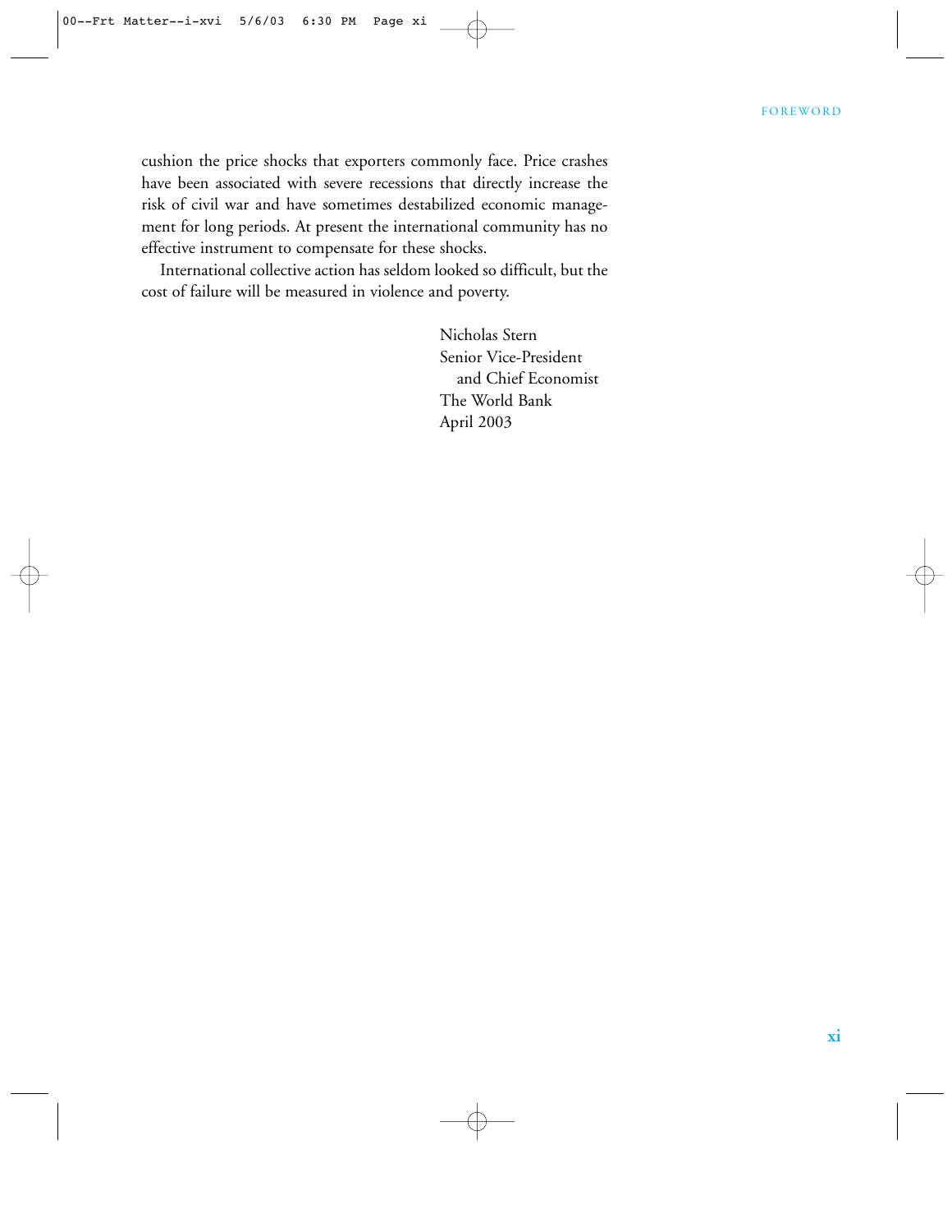cushion the price shocks that exporters commonly face. Price crashes have been associated with severe recessions that directly increase the risk of civil war and have sometimes destabilized economic management for long periods. At present the international community has no effective instrument to compensate for these shocks.

International collective action has seldom looked so difficult, but the cost of failure will be measured in violence and poverty.

Nicholas Stern
Senior Vice-President
and Chief Economist
The World Bank
April 2003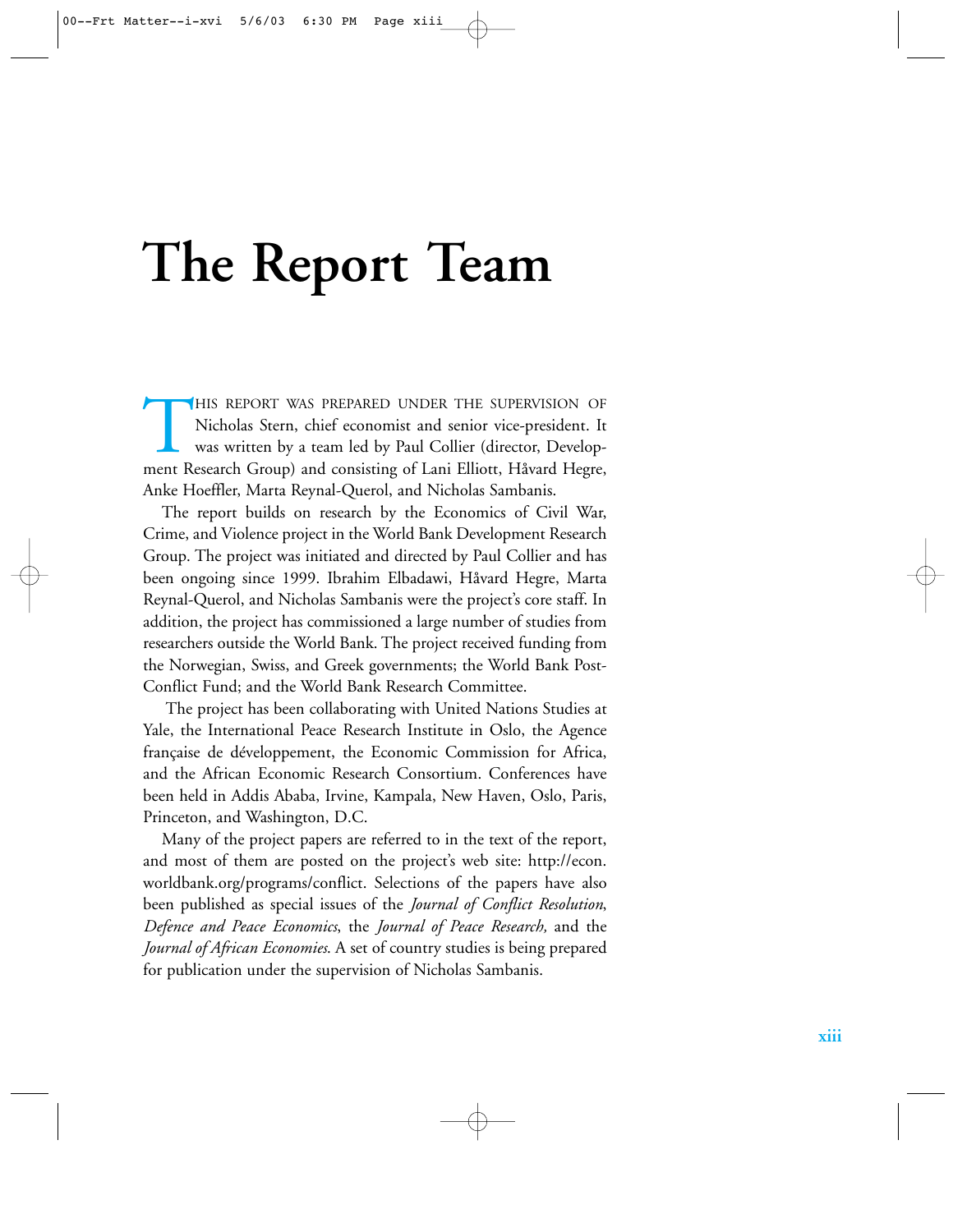# The Report Team

THIS REPORT WAS PREPARED UNDER THE SUPERVISION OF Nicholas Stern, chief economist and senior vice-president. It was written by a team led by Paul Collier (director, Development Research Group) and consisting of Lani Elliott, Håvard Hegre, Anke Hoeffler, Marta Reynal-Querol, and Nicholas Sambanis.

The report builds on research by the Economics of Civil War, Crime, and Violence project in the World Bank Development Research Group. The project was initiated and directed by Paul Collier and has been ongoing since 1999. Ibrahim Elbadawi, Håvard Hegre, Marta Reynal-Querol, and Nicholas Sambanis were the project's core staff. In addition, the project has commissioned a large number of studies from researchers outside the World Bank. The project received funding from the Norwegian, Swiss, and Greek governments; the World Bank Post-Conflict Fund; and the World Bank Research Committee.

The project has been collaborating with United Nations Studies at Yale, the International Peace Research Institute in Oslo, the Agence française de développement, the Economic Commission for Africa, and the African Economic Research Consortium. Conferences have been held in Addis Ababa, Irvine, Kampala, New Haven, Oslo, Paris, Princeton, and Washington, D.C.

Many of the project papers are referred to in the text of the report, and most of them are posted on the project's web site: http://econ.worldbank.org/programs/conflict. Selections of the papers have also been published as special issues of the *Journal of Conflict Resolution*, *Defence and Peace Economics*, the *Journal of Peace Research,* and the *Journal of African Economies*. A set of country studies is being prepared for publication under the supervision of Nicholas Sambanis.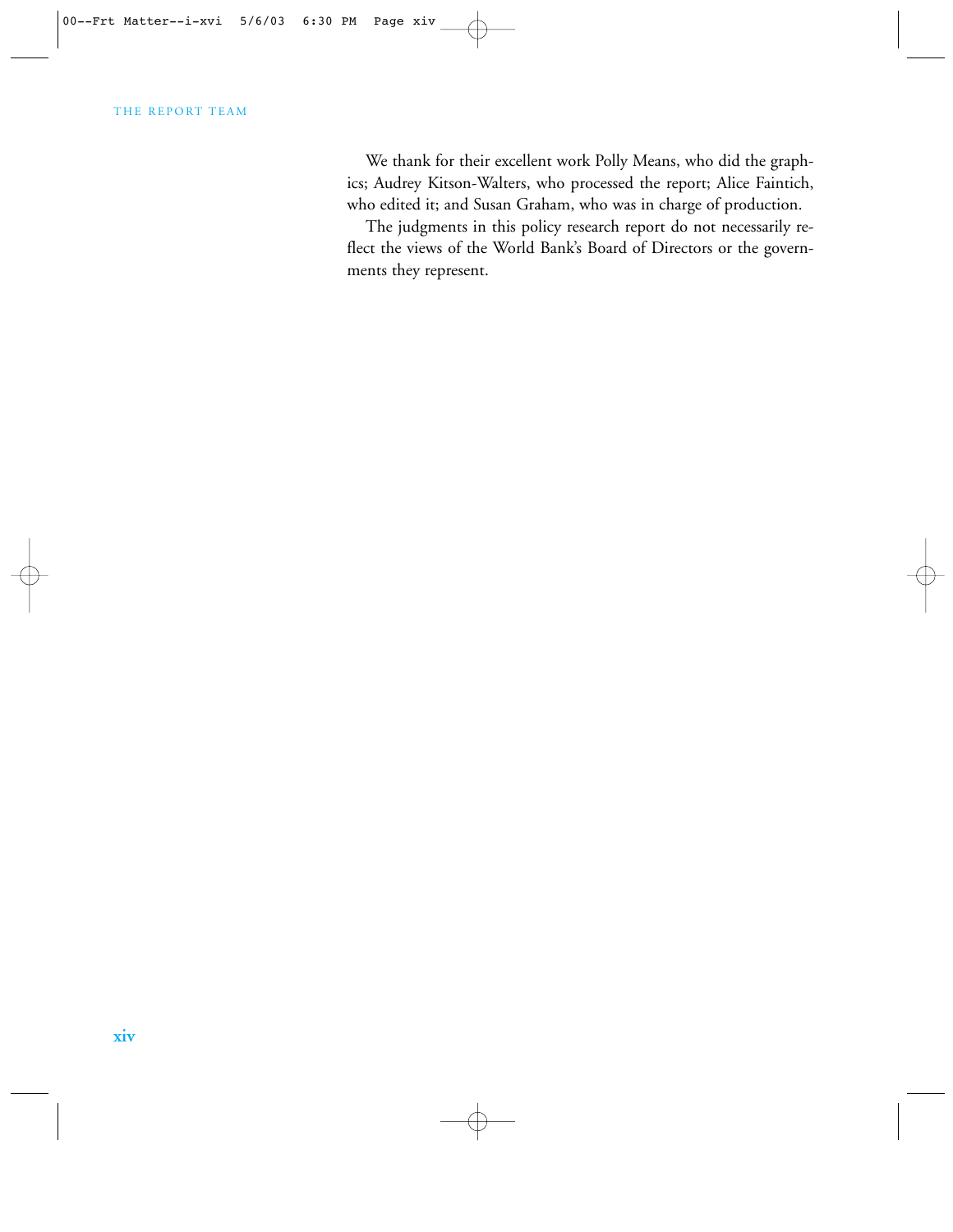We thank for their excellent work Polly Means, who did the graphics; Audrey Kitson-Walters, who processed the report; Alice Faintich, who edited it; and Susan Graham, who was in charge of production.

The judgments in this policy research report do not necessarily reflect the views of the World Bank's Board of Directors or the governments they represent.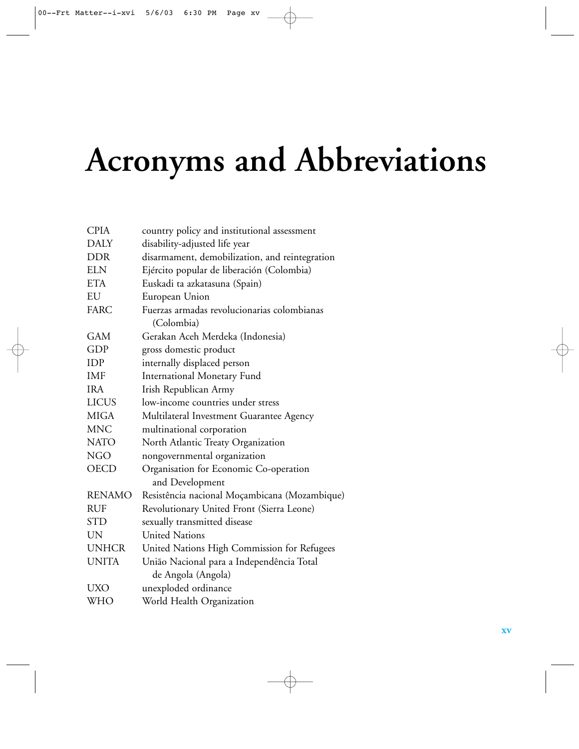# Acronyms and Abbreviations

| | |
|---|---|
| CPIA | country policy and institutional assessment |
| DALY | disability-adjusted life year |
| DDR | disarmament, demobilization, and reintegration |
| ELN | Ejército popular de liberación (Colombia) |
| ETA | Euskadi ta azkatasuna (Spain) |
| EU | European Union |
| FARC | Fuerzas armadas revolucionarias colombianas (Colombia) |
| GAM | Gerakan Aceh Merdeka (Indonesia) |
| GDP | gross domestic product |
| IDP | internally displaced person |
| IMF | International Monetary Fund |
| IRA | Irish Republican Army |
| LICUS | low-income countries under stress |
| MIGA | Multilateral Investment Guarantee Agency |
| MNC | multinational corporation |
| NATO | North Atlantic Treaty Organization |
| NGO | nongovernmental organization |
| OECD | Organisation for Economic Co-operation and Development |
| RENAMO | Resistência nacional Moçambicana (Mozambique) |
| RUF | Revolutionary United Front (Sierra Leone) |
| STD | sexually transmitted disease |
| UN | United Nations |
| UNHCR | United Nations High Commission for Refugees |
| UNITA | União Nacional para a Independência Total de Angola (Angola) |
| UXO | unexploded ordinance |
| WHO | World Health Organization |